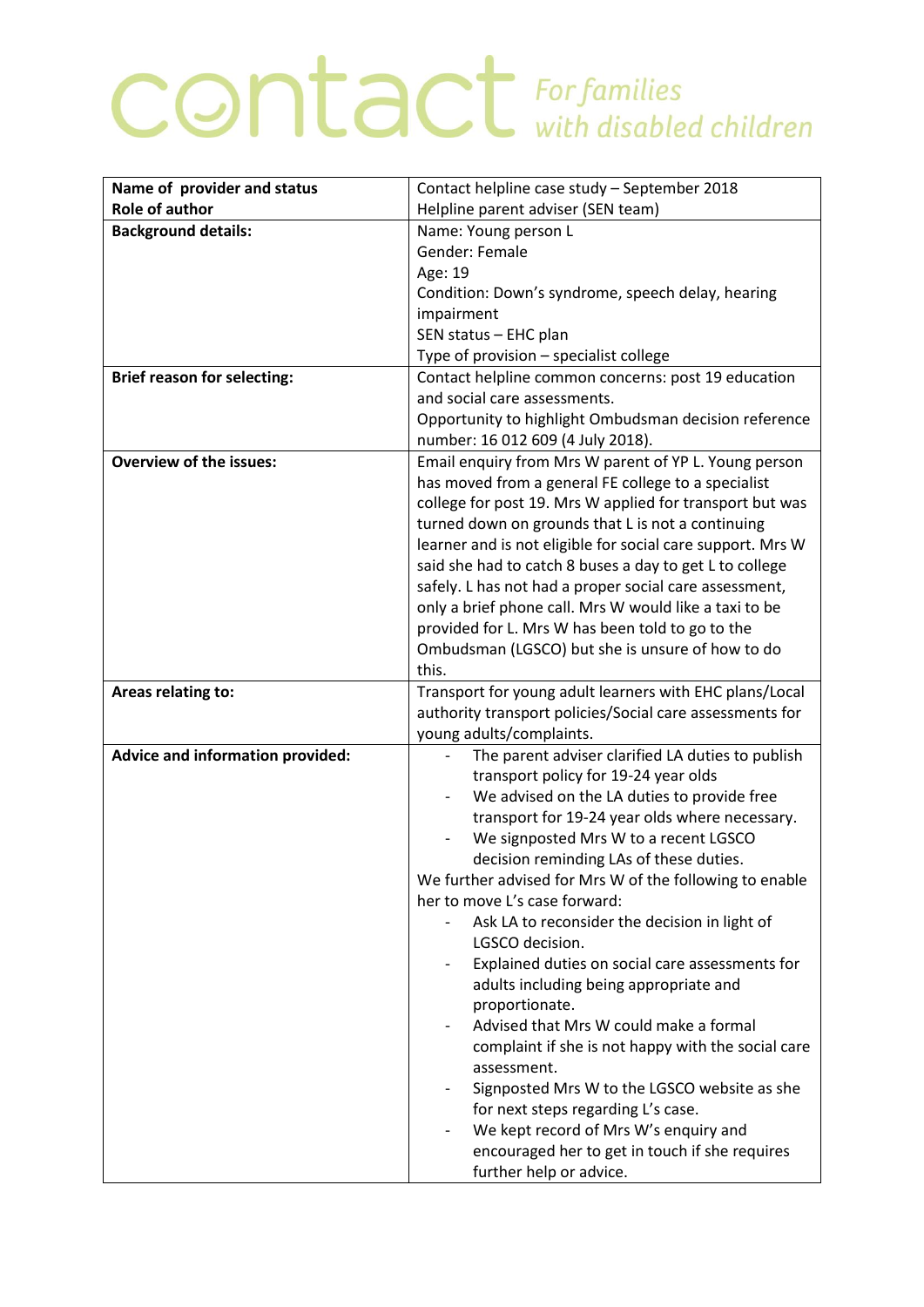# contact *For families with disabled children*

| Name of provider and status<br>Role of author | Contact helpline case study – September 2018<br>Helpline parent adviser (SEN team) |
|---|---|
| **Background details:** | Name: Young person L<br>Gender: Female<br>Age: 19<br>Condition: Down's syndrome, speech delay, hearing impairment<br>SEN status – EHC plan<br>Type of provision – specialist college |
| **Brief reason for selecting:** | Contact helpline common concerns: post 19 education and social care assessments.<br>Opportunity to highlight Ombudsman decision reference number: 16 012 609 (4 July 2018). |
| **Overview of the issues:** | Email enquiry from Mrs W parent of YP L. Young person has moved from a general FE college to a specialist college for post 19. Mrs W applied for transport but was turned down on grounds that L is not a continuing learner and is not eligible for social care support. Mrs W said she had to catch 8 buses a day to get L to college safely. L has not had a proper social care assessment, only a brief phone call. Mrs W would like a taxi to be provided for L. Mrs W has been told to go to the Ombudsman (LGSCO) but she is unsure of how to do this. |
| **Areas relating to:** | Transport for young adult learners with EHC plans/Local authority transport policies/Social care assessments for young adults/complaints. |
| **Advice and information provided:** | - The parent adviser clarified LA duties to publish transport policy for 19-24 year olds<br>- We advised on the LA duties to provide free transport for 19-24 year olds where necessary.<br>- We signposted Mrs W to a recent LGSCO decision reminding LAs of these duties.<br>We further advised for Mrs W of the following to enable her to move L's case forward:<br>- Ask LA to reconsider the decision in light of LGSCO decision.<br>- Explained duties on social care assessments for adults including being appropriate and proportionate.<br>- Advised that Mrs W could make a formal complaint if she is not happy with the social care assessment.<br>- Signposted Mrs W to the LGSCO website as she for next steps regarding L's case.<br>- We kept record of Mrs W's enquiry and encouraged her to get in touch if she requires further help or advice. |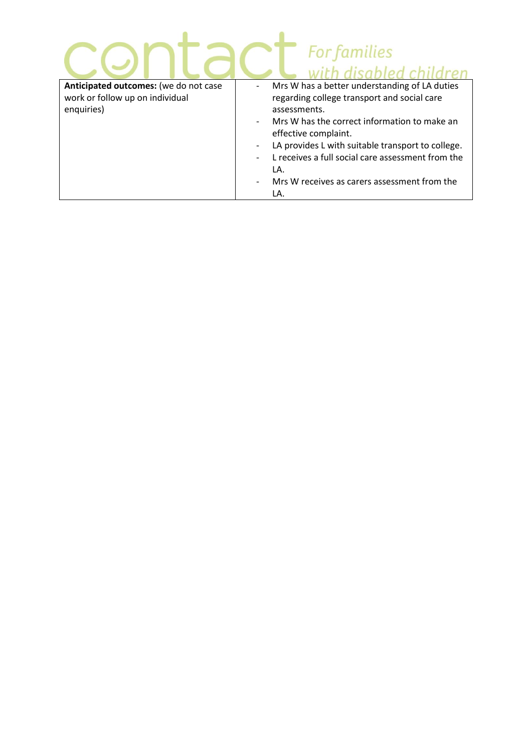| | |
|---|---|
| **Anticipated outcomes:** (we do not case work or follow up on individual enquiries) | - Mrs W has a better understanding of LA duties regarding college transport and social care assessments.<br>- Mrs W has the correct information to make an effective complaint.<br>- LA provides L with suitable transport to college.<br>- L receives a full social care assessment from the LA.<br>- Mrs W receives as carers assessment from the LA. |